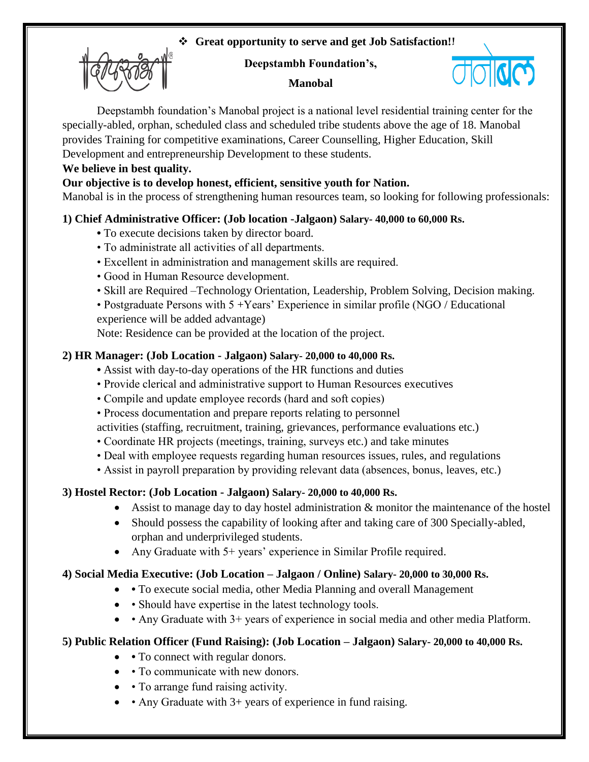❖ **Great opportunity to serve and get Job Satisfaction!!**

**Deepstambh Foundation's,**

**Manobal**

Deepstambh foundation's Manobal project is a national level residential training center for the specially-abled, orphan, scheduled class and scheduled tribe students above the age of 18. Manobal provides Training for competitive examinations, Career Counselling, Higher Education, Skill Development and entrepreneurship Development to these students.

**We believe in best quality.**

**Our objective is to develop honest, efficient, sensitive youth for Nation.**

Manobal is in the process of strengthening human resources team, so looking for following professionals:

### 1) Chief Administrative Officer: (Job location -Jalgaon) Salary- 40,000 to 60,000 Rs.

- To execute decisions taken by director board.
- To administrate all activities of all departments.
- Excellent in administration and management skills are required.
- Good in Human Resource development.
- Skill are Required –Technology Orientation, Leadership, Problem Solving, Decision making.
- Postgraduate Persons with 5 +Years' Experience in similar profile (NGO / Educational experience will be added advantage)

Note: Residence can be provided at the location of the project.

### 2) HR Manager: (Job Location - Jalgaon) Salary- 20,000 to 40,000 Rs.

- Assist with day-to-day operations of the HR functions and duties
- Provide clerical and administrative support to Human Resources executives
- Compile and update employee records (hard and soft copies)
- Process documentation and prepare reports relating to personnel activities (staffing, recruitment, training, grievances, performance evaluations etc.)
- Coordinate HR projects (meetings, training, surveys etc.) and take minutes
- Deal with employee requests regarding human resources issues, rules, and regulations
- Assist in payroll preparation by providing relevant data (absences, bonus, leaves, etc.)

### 3) Hostel Rector: (Job Location - Jalgaon) Salary- 20,000 to 40,000 Rs.

- Assist to manage day to day hostel administration & monitor the maintenance of the hostel
- Should possess the capability of looking after and taking care of 300 Specially-abled, orphan and underprivileged students.
- Any Graduate with 5+ years' experience in Similar Profile required.

### 4) Social Media Executive: (Job Location – Jalgaon / Online) Salary- 20,000 to 30,000 Rs.

- • To execute social media, other Media Planning and overall Management
- • Should have expertise in the latest technology tools.
- • Any Graduate with 3+ years of experience in social media and other media Platform.

### 5) Public Relation Officer (Fund Raising): (Job Location – Jalgaon) Salary- 20,000 to 40,000 Rs.

- • To connect with regular donors.
- • To communicate with new donors.
- • To arrange fund raising activity.
- • Any Graduate with 3+ years of experience in fund raising.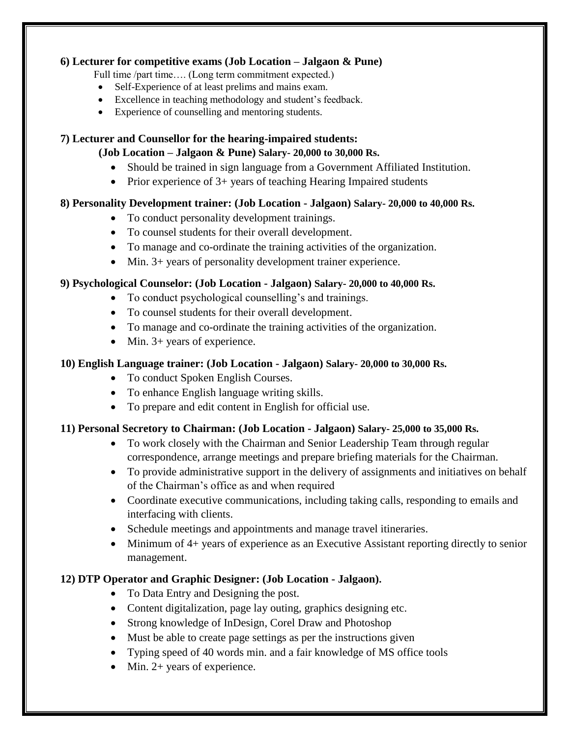**6) Lecturer for competitive exams (Job Location – Jalgaon & Pune)**

Full time /part time…. (Long term commitment expected.)

- Self-Experience of at least prelims and mains exam.
- Excellence in teaching methodology and student's feedback.
- Experience of counselling and mentoring students.

**7) Lecturer and Counsellor for the hearing-impaired students:**

**(Job Location – Jalgaon & Pune) Salary- 20,000 to 30,000 Rs.**

- Should be trained in sign language from a Government Affiliated Institution.
- Prior experience of 3+ years of teaching Hearing Impaired students

**8) Personality Development trainer: (Job Location - Jalgaon) Salary- 20,000 to 40,000 Rs.**

- To conduct personality development trainings.
- To counsel students for their overall development.
- To manage and co-ordinate the training activities of the organization.
- Min. 3+ years of personality development trainer experience.

**9) Psychological Counselor: (Job Location - Jalgaon) Salary- 20,000 to 40,000 Rs.**

- To conduct psychological counselling's and trainings.
- To counsel students for their overall development.
- To manage and co-ordinate the training activities of the organization.
- Min. 3+ years of experience.

**10) English Language trainer: (Job Location - Jalgaon) Salary- 20,000 to 30,000 Rs.**

- To conduct Spoken English Courses.
- To enhance English language writing skills.
- To prepare and edit content in English for official use.

**11) Personal Secretory to Chairman: (Job Location - Jalgaon) Salary- 25,000 to 35,000 Rs.**

- To work closely with the Chairman and Senior Leadership Team through regular correspondence, arrange meetings and prepare briefing materials for the Chairman.
- To provide administrative support in the delivery of assignments and initiatives on behalf of the Chairman's office as and when required
- Coordinate executive communications, including taking calls, responding to emails and interfacing with clients.
- Schedule meetings and appointments and manage travel itineraries.
- Minimum of 4+ years of experience as an Executive Assistant reporting directly to senior management.

**12) DTP Operator and Graphic Designer: (Job Location - Jalgaon).**

- To Data Entry and Designing the post.
- Content digitalization, page lay outing, graphics designing etc.
- Strong knowledge of InDesign, Corel Draw and Photoshop
- Must be able to create page settings as per the instructions given
- Typing speed of 40 words min. and a fair knowledge of MS office tools
- Min. 2+ years of experience.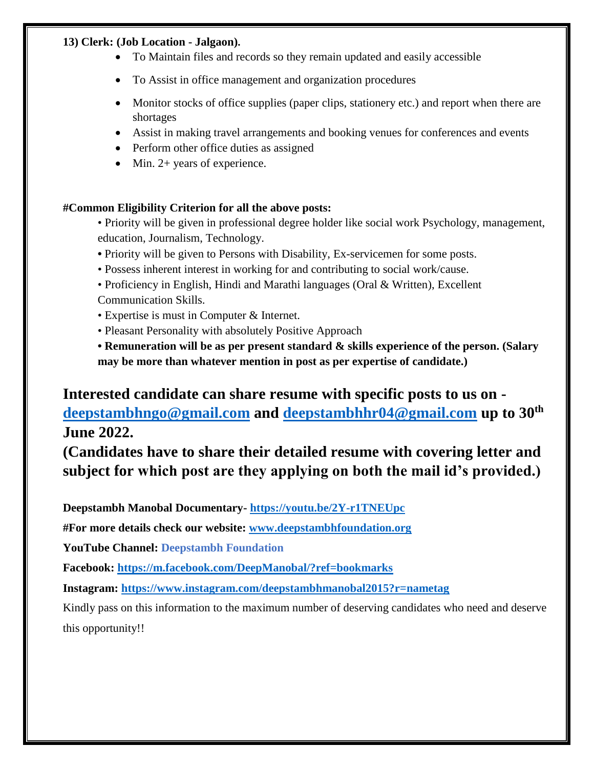**13) Clerk: (Job Location - Jalgaon).**

- To Maintain files and records so they remain updated and easily accessible
- To Assist in office management and organization procedures
- Monitor stocks of office supplies (paper clips, stationery etc.) and report when there are shortages
- Assist in making travel arrangements and booking venues for conferences and events
- Perform other office duties as assigned
- Min. 2+ years of experience.

**#Common Eligibility Criterion for all the above posts:**

- Priority will be given in professional degree holder like social work Psychology, management, education, Journalism, Technology.
- Priority will be given to Persons with Disability, Ex-servicemen for some posts.
- Possess inherent interest in working for and contributing to social work/cause.
- Proficiency in English, Hindi and Marathi languages (Oral & Written), Excellent Communication Skills.
- Expertise is must in Computer & Internet.
- Pleasant Personality with absolutely Positive Approach
- **Remuneration will be as per present standard & skills experience of the person. (Salary may be more than whatever mention in post as per expertise of candidate.)**

## Interested candidate can share resume with specific posts to us on - deepstambhngo@gmail.com and deepstambhhr04@gmail.com up to 30th June 2022.

## (Candidates have to share their detailed resume with covering letter and subject for which post are they applying on both the mail id's provided.)

**Deepstambh Manobal Documentary-** https://youtu.be/2Y-r1TNEUpc

**#For more details check our website:** www.deepstambhfoundation.org

**YouTube Channel:** **Deepstambh Foundation**

**Facebook:** https://m.facebook.com/DeepManobal/?ref=bookmarks

**Instagram:** https://www.instagram.com/deepstambhmanobal2015?r=nametag

Kindly pass on this information to the maximum number of deserving candidates who need and deserve this opportunity!!